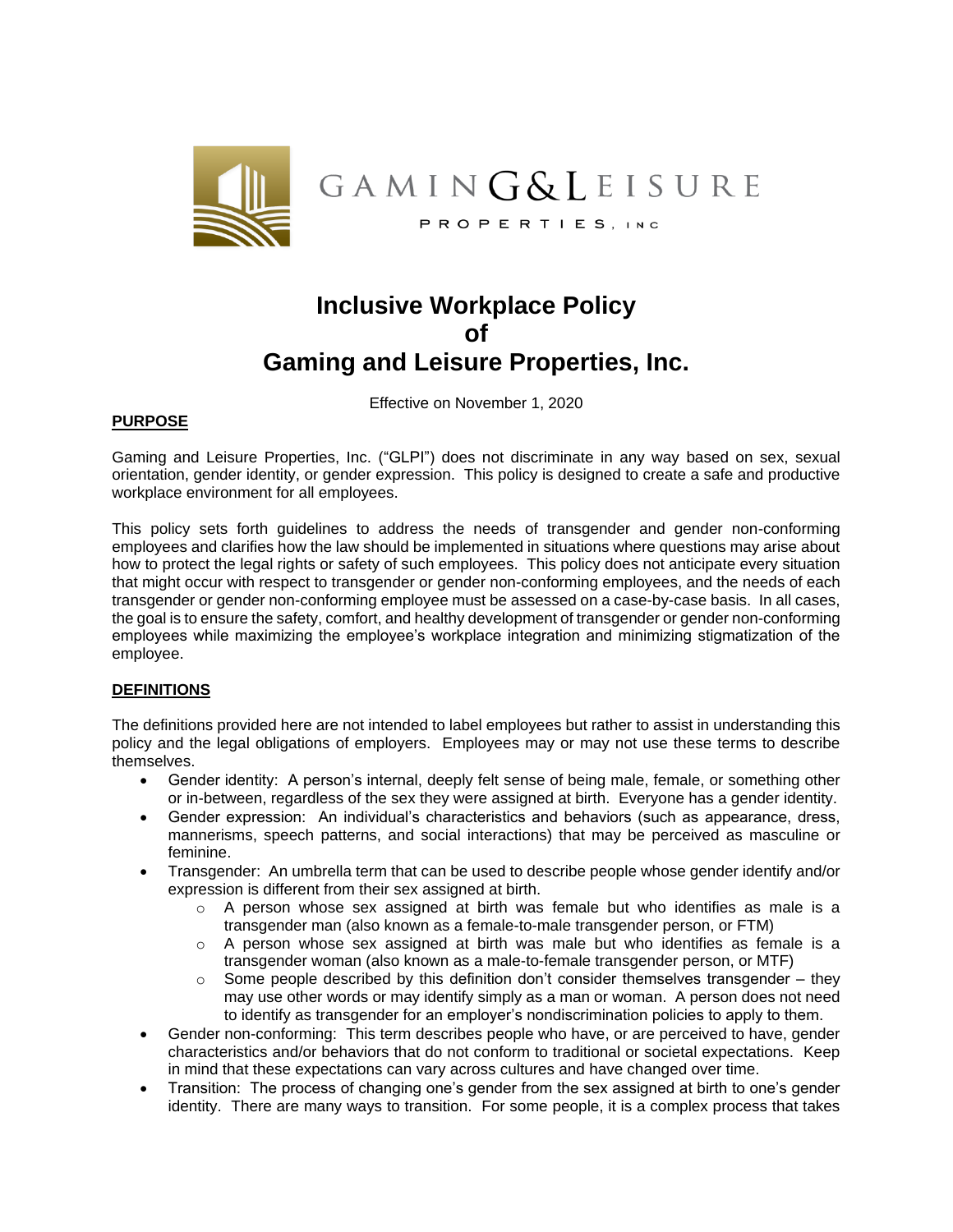GAMING&LEISURE PROPERTIES, INC

# Inclusive Workplace Policy of Gaming and Leisure Properties, Inc.

Effective on November 1, 2020

## PURPOSE

Gaming and Leisure Properties, Inc. ("GLPI") does not discriminate in any way based on sex, sexual orientation, gender identity, or gender expression. This policy is designed to create a safe and productive workplace environment for all employees.

This policy sets forth guidelines to address the needs of transgender and gender non-conforming employees and clarifies how the law should be implemented in situations where questions may arise about how to protect the legal rights or safety of such employees. This policy does not anticipate every situation that might occur with respect to transgender or gender non-conforming employees, and the needs of each transgender or gender non-conforming employee must be assessed on a case-by-case basis. In all cases, the goal is to ensure the safety, comfort, and healthy development of transgender or gender non-conforming employees while maximizing the employee's workplace integration and minimizing stigmatization of the employee.

## DEFINITIONS

The definitions provided here are not intended to label employees but rather to assist in understanding this policy and the legal obligations of employers. Employees may or may not use these terms to describe themselves.

- Gender identity: A person's internal, deeply felt sense of being male, female, or something other or in-between, regardless of the sex they were assigned at birth. Everyone has a gender identity.
- Gender expression: An individual's characteristics and behaviors (such as appearance, dress, mannerisms, speech patterns, and social interactions) that may be perceived as masculine or feminine.
- Transgender: An umbrella term that can be used to describe people whose gender identify and/or expression is different from their sex assigned at birth.
    - A person whose sex assigned at birth was female but who identifies as male is a transgender man (also known as a female-to-male transgender person, or FTM)
    - A person whose sex assigned at birth was male but who identifies as female is a transgender woman (also known as a male-to-female transgender person, or MTF)
    - Some people described by this definition don't consider themselves transgender – they may use other words or may identify simply as a man or woman. A person does not need to identify as transgender for an employer's nondiscrimination policies to apply to them.
- Gender non-conforming: This term describes people who have, or are perceived to have, gender characteristics and/or behaviors that do not conform to traditional or societal expectations. Keep in mind that these expectations can vary across cultures and have changed over time.
- Transition: The process of changing one's gender from the sex assigned at birth to one's gender identity. There are many ways to transition. For some people, it is a complex process that takes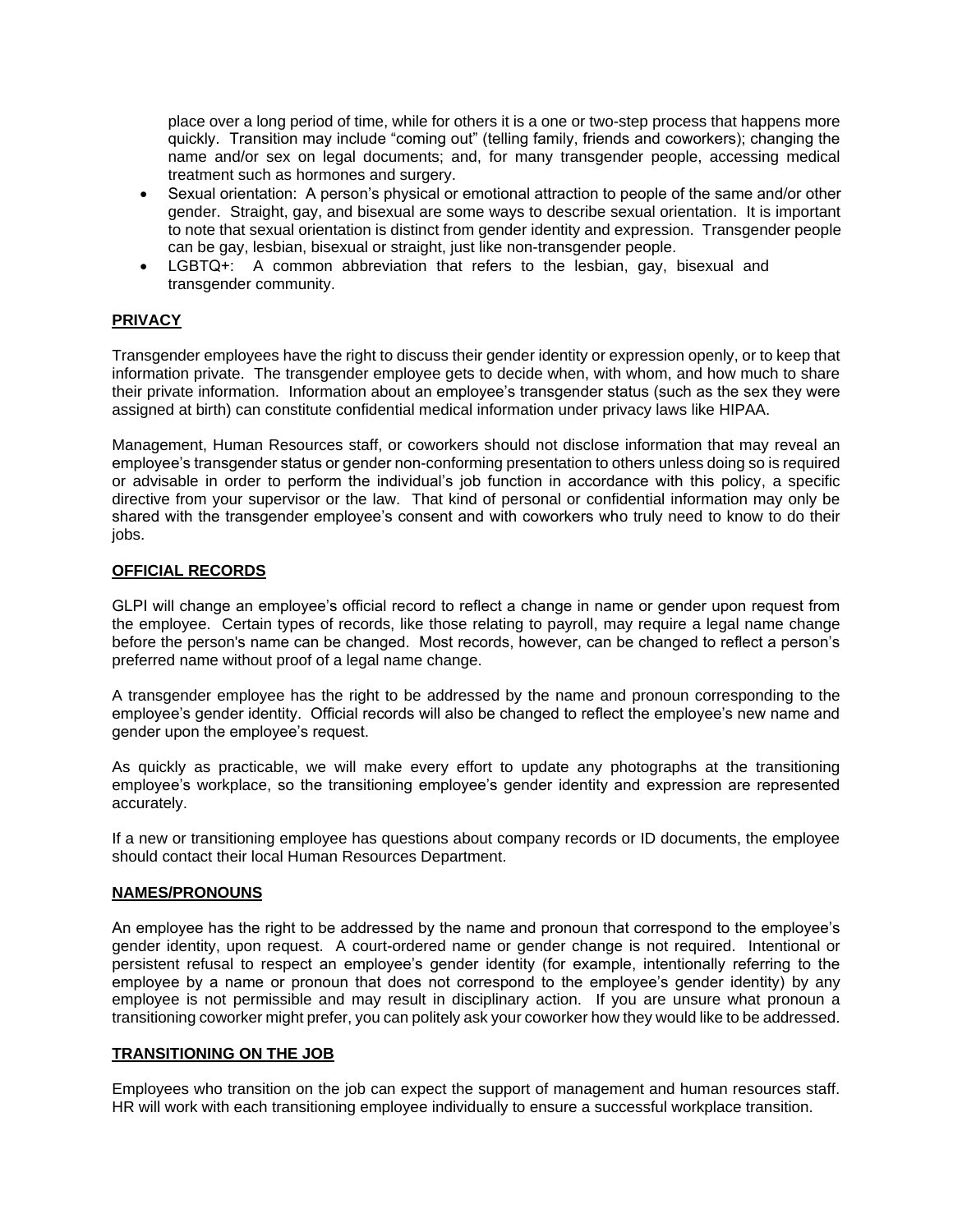place over a long period of time, while for others it is a one or two-step process that happens more quickly. Transition may include "coming out" (telling family, friends and coworkers); changing the name and/or sex on legal documents; and, for many transgender people, accessing medical treatment such as hormones and surgery.

- Sexual orientation: A person's physical or emotional attraction to people of the same and/or other gender. Straight, gay, and bisexual are some ways to describe sexual orientation. It is important to note that sexual orientation is distinct from gender identity and expression. Transgender people can be gay, lesbian, bisexual or straight, just like non-transgender people.
- LGBTQ+: A common abbreviation that refers to the lesbian, gay, bisexual and transgender community.

## PRIVACY

Transgender employees have the right to discuss their gender identity or expression openly, or to keep that information private. The transgender employee gets to decide when, with whom, and how much to share their private information. Information about an employee's transgender status (such as the sex they were assigned at birth) can constitute confidential medical information under privacy laws like HIPAA.

Management, Human Resources staff, or coworkers should not disclose information that may reveal an employee's transgender status or gender non-conforming presentation to others unless doing so is required or advisable in order to perform the individual's job function in accordance with this policy, a specific directive from your supervisor or the law. That kind of personal or confidential information may only be shared with the transgender employee's consent and with coworkers who truly need to know to do their jobs.

## OFFICIAL RECORDS

GLPI will change an employee's official record to reflect a change in name or gender upon request from the employee. Certain types of records, like those relating to payroll, may require a legal name change before the person's name can be changed. Most records, however, can be changed to reflect a person's preferred name without proof of a legal name change.

A transgender employee has the right to be addressed by the name and pronoun corresponding to the employee's gender identity. Official records will also be changed to reflect the employee's new name and gender upon the employee's request.

As quickly as practicable, we will make every effort to update any photographs at the transitioning employee's workplace, so the transitioning employee's gender identity and expression are represented accurately.

If a new or transitioning employee has questions about company records or ID documents, the employee should contact their local Human Resources Department.

## NAMES/PRONOUNS

An employee has the right to be addressed by the name and pronoun that correspond to the employee's gender identity, upon request. A court-ordered name or gender change is not required. Intentional or persistent refusal to respect an employee's gender identity (for example, intentionally referring to the employee by a name or pronoun that does not correspond to the employee's gender identity) by any employee is not permissible and may result in disciplinary action. If you are unsure what pronoun a transitioning coworker might prefer, you can politely ask your coworker how they would like to be addressed.

## TRANSITIONING ON THE JOB

Employees who transition on the job can expect the support of management and human resources staff. HR will work with each transitioning employee individually to ensure a successful workplace transition.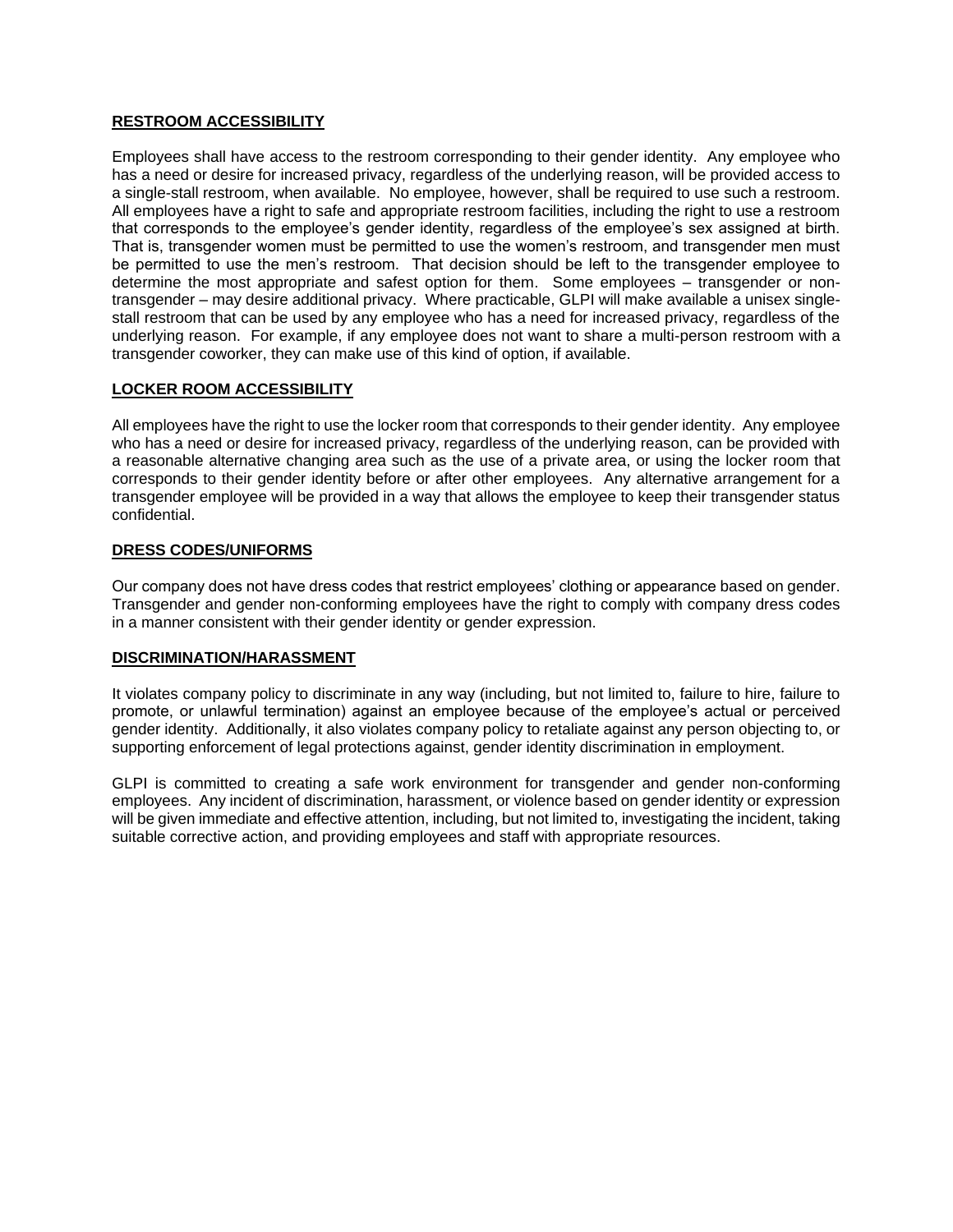## RESTROOM ACCESSIBILITY

Employees shall have access to the restroom corresponding to their gender identity. Any employee who has a need or desire for increased privacy, regardless of the underlying reason, will be provided access to a single-stall restroom, when available. No employee, however, shall be required to use such a restroom. All employees have a right to safe and appropriate restroom facilities, including the right to use a restroom that corresponds to the employee's gender identity, regardless of the employee's sex assigned at birth. That is, transgender women must be permitted to use the women's restroom, and transgender men must be permitted to use the men's restroom. That decision should be left to the transgender employee to determine the most appropriate and safest option for them. Some employees – transgender or non-transgender – may desire additional privacy. Where practicable, GLPI will make available a unisex single-stall restroom that can be used by any employee who has a need for increased privacy, regardless of the underlying reason. For example, if any employee does not want to share a multi-person restroom with a transgender coworker, they can make use of this kind of option, if available.

## LOCKER ROOM ACCESSIBILITY

All employees have the right to use the locker room that corresponds to their gender identity. Any employee who has a need or desire for increased privacy, regardless of the underlying reason, can be provided with a reasonable alternative changing area such as the use of a private area, or using the locker room that corresponds to their gender identity before or after other employees. Any alternative arrangement for a transgender employee will be provided in a way that allows the employee to keep their transgender status confidential.

## DRESS CODES/UNIFORMS

Our company does not have dress codes that restrict employees' clothing or appearance based on gender. Transgender and gender non-conforming employees have the right to comply with company dress codes in a manner consistent with their gender identity or gender expression.

## DISCRIMINATION/HARASSMENT

It violates company policy to discriminate in any way (including, but not limited to, failure to hire, failure to promote, or unlawful termination) against an employee because of the employee's actual or perceived gender identity. Additionally, it also violates company policy to retaliate against any person objecting to, or supporting enforcement of legal protections against, gender identity discrimination in employment.

GLPI is committed to creating a safe work environment for transgender and gender non-conforming employees. Any incident of discrimination, harassment, or violence based on gender identity or expression will be given immediate and effective attention, including, but not limited to, investigating the incident, taking suitable corrective action, and providing employees and staff with appropriate resources.